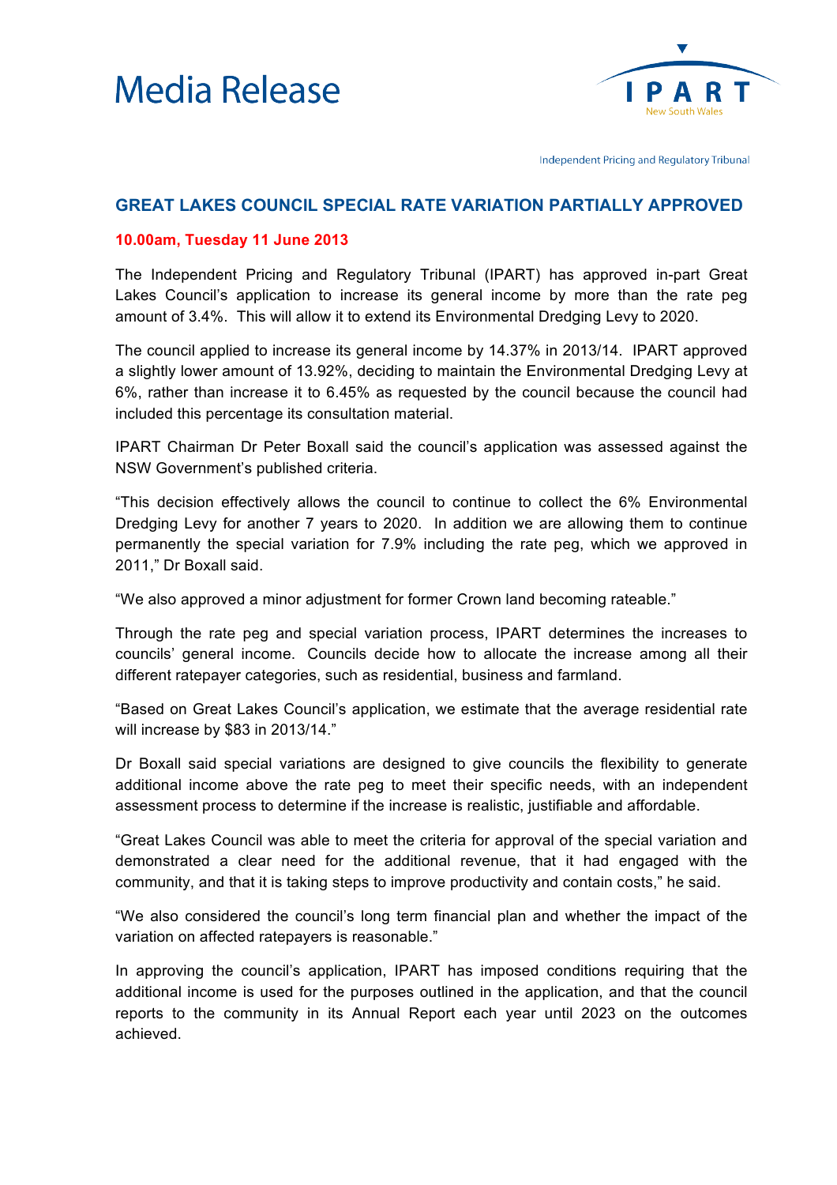# Media Release

Independent Pricing and Regulatory Tribunal

## GREAT LAKES COUNCIL SPECIAL RATE VARIATION PARTIALLY APPROVED

**10.00am, Tuesday 11 June 2013**

The Independent Pricing and Regulatory Tribunal (IPART) has approved in-part Great Lakes Council's application to increase its general income by more than the rate peg amount of 3.4%. This will allow it to extend its Environmental Dredging Levy to 2020.

The council applied to increase its general income by 14.37% in 2013/14. IPART approved a slightly lower amount of 13.92%, deciding to maintain the Environmental Dredging Levy at 6%, rather than increase it to 6.45% as requested by the council because the council had included this percentage its consultation material.

IPART Chairman Dr Peter Boxall said the council's application was assessed against the NSW Government's published criteria.

"This decision effectively allows the council to continue to collect the 6% Environmental Dredging Levy for another 7 years to 2020. In addition we are allowing them to continue permanently the special variation for 7.9% including the rate peg, which we approved in 2011," Dr Boxall said.

"We also approved a minor adjustment for former Crown land becoming rateable."

Through the rate peg and special variation process, IPART determines the increases to councils' general income. Councils decide how to allocate the increase among all their different ratepayer categories, such as residential, business and farmland.

"Based on Great Lakes Council's application, we estimate that the average residential rate will increase by $83 in 2013/14."

Dr Boxall said special variations are designed to give councils the flexibility to generate additional income above the rate peg to meet their specific needs, with an independent assessment process to determine if the increase is realistic, justifiable and affordable.

"Great Lakes Council was able to meet the criteria for approval of the special variation and demonstrated a clear need for the additional revenue, that it had engaged with the community, and that it is taking steps to improve productivity and contain costs," he said.

"We also considered the council's long term financial plan and whether the impact of the variation on affected ratepayers is reasonable."

In approving the council's application, IPART has imposed conditions requiring that the additional income is used for the purposes outlined in the application, and that the council reports to the community in its Annual Report each year until 2023 on the outcomes achieved.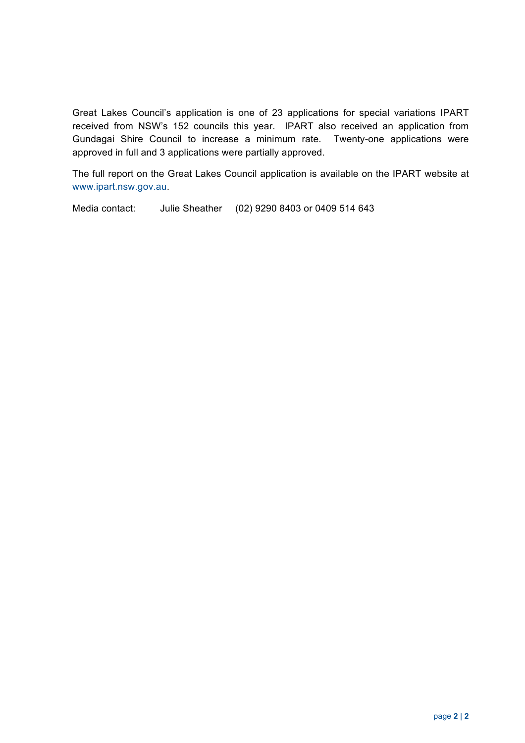Great Lakes Council's application is one of 23 applications for special variations IPART received from NSW's 152 councils this year. IPART also received an application from Gundagai Shire Council to increase a minimum rate. Twenty-one applications were approved in full and 3 applications were partially approved.

The full report on the Great Lakes Council application is available on the IPART website at www.ipart.nsw.gov.au.

Media contact: Julie Sheather (02) 9290 8403 or 0409 514 643